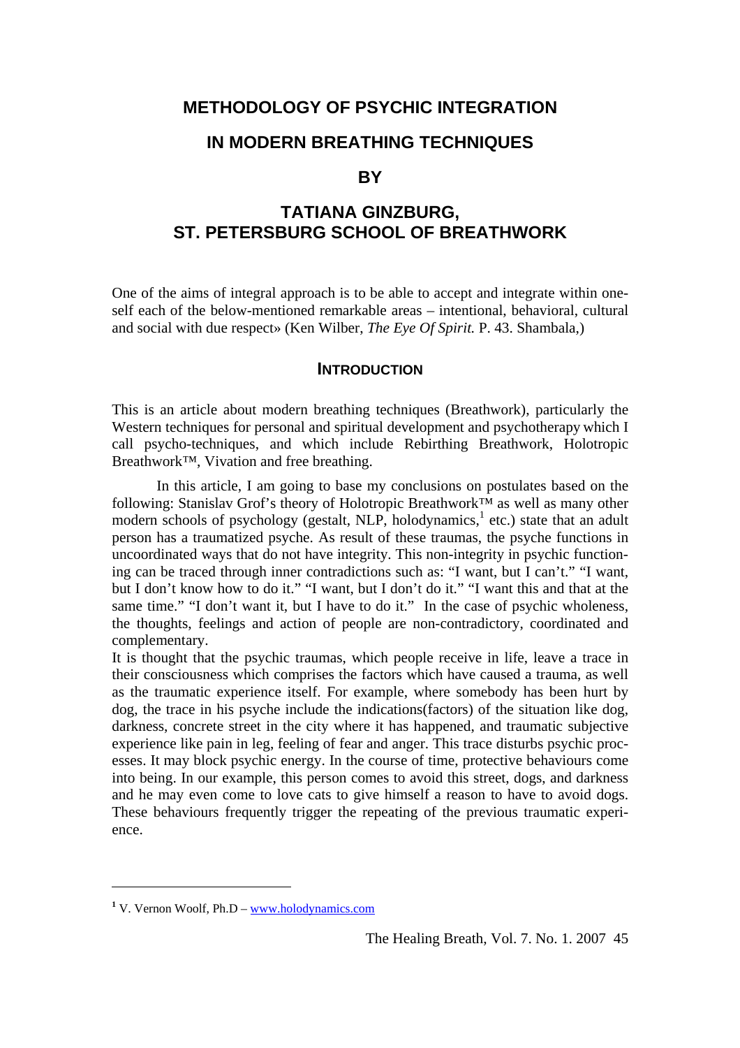# METHODOLOGY OF PSYCHIC INTEGRATION IN MODERN BREATHING TECHNIQUES

## BY

## TATIANA GINZBURG, ST. PETERSBURG SCHOOL OF BREATHWORK

One of the aims of integral approach is to be able to accept and integrate within oneself each of the below-mentioned remarkable areas – intentional, behavioral, cultural and social with due respect» (Ken Wilber, *The Eye Of Spirit.* P. 43. Shambala,)

### INTRODUCTION

This is an article about modern breathing techniques (Breathwork), particularly the Western techniques for personal and spiritual development and psychotherapy which I call psycho-techniques, and which include Rebirthing Breathwork, Holotropic Breathwork™, Vivation and free breathing.

In this article, I am going to base my conclusions on postulates based on the following: Stanislav Grof's theory of Holotropic Breathwork™ as well as many other modern schools of psychology (gestalt, NLP, holodynamics,[1] etc.) state that an adult person has a traumatized psyche. As result of these traumas, the psyche functions in uncoordinated ways that do not have integrity. This non-integrity in psychic functioning can be traced through inner contradictions such as: "I want, but I can't." "I want, but I don't know how to do it." "I want, but I don't do it." "I want this and that at the same time." "I don't want it, but I have to do it." In the case of psychic wholeness, the thoughts, feelings and action of people are non-contradictory, coordinated and complementary.

It is thought that the psychic traumas, which people receive in life, leave a trace in their consciousness which comprises the factors which have caused a trauma, as well as the traumatic experience itself. For example, where somebody has been hurt by dog, the trace in his psyche include the indications(factors) of the situation like dog, darkness, concrete street in the city where it has happened, and traumatic subjective experience like pain in leg, feeling of fear and anger. This trace disturbs psychic processes. It may block psychic energy. In the course of time, protective behaviours come into being. In our example, this person comes to avoid this street, dogs, and darkness and he may even come to love cats to give himself a reason to have to avoid dogs. These behaviours frequently trigger the repeating of the previous traumatic experience.

---

[1] V. Vernon Woolf, Ph.D – www.holodynamics.com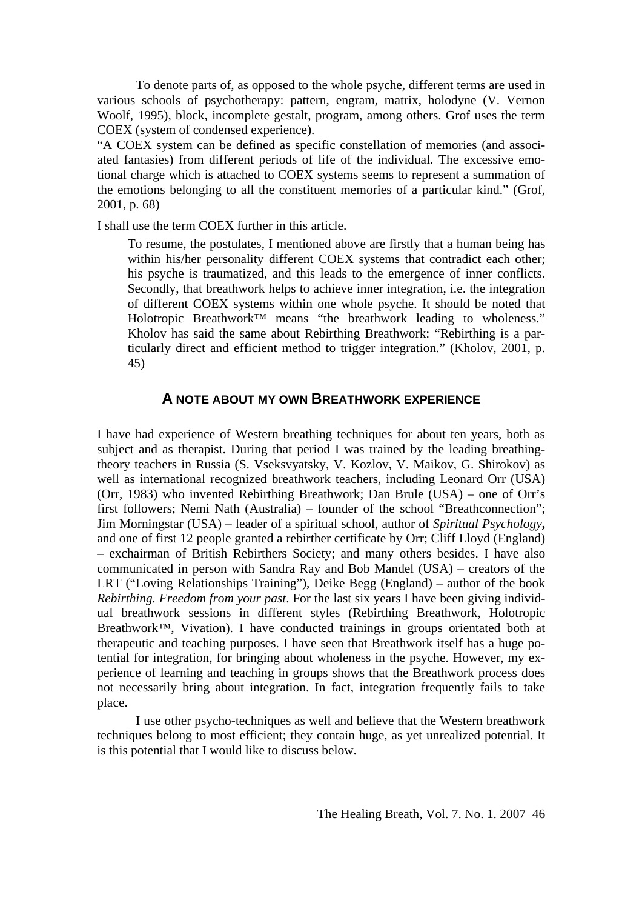To denote parts of, as opposed to the whole psyche, different terms are used in various schools of psychotherapy: pattern, engram, matrix, holodyne (V. Vernon Woolf, 1995), block, incomplete gestalt, program, among others. Grof uses the term COEX (system of condensed experience).

"A COEX system can be defined as specific constellation of memories (and associated fantasies) from different periods of life of the individual. The excessive emotional charge which is attached to COEX systems seems to represent a summation of the emotions belonging to all the constituent memories of a particular kind." (Grof, 2001, p. 68)

I shall use the term COEX further in this article.

> To resume, the postulates, I mentioned above are firstly that a human being has within his/her personality different COEX systems that contradict each other; his psyche is traumatized, and this leads to the emergence of inner conflicts. Secondly, that breathwork helps to achieve inner integration, i.e. the integration of different COEX systems within one whole psyche. It should be noted that Holotropic Breathwork™ means "the breathwork leading to wholeness." Kholov has said the same about Rebirthing Breathwork: "Rebirthing is a particularly direct and efficient method to trigger integration." (Kholov, 2001, p. 45)

## A NOTE ABOUT MY OWN BREATHWORK EXPERIENCE

I have had experience of Western breathing techniques for about ten years, both as subject and as therapist. During that period I was trained by the leading breathing-theory teachers in Russia (S. Vseksvyatsky, V. Kozlov, V. Maikov, G. Shirokov) as well as international recognized breathwork teachers, including Leonard Orr (USA) (Orr, 1983) who invented Rebirthing Breathwork; Dan Brule (USA) – one of Orr's first followers; Nemi Nath (Australia) – founder of the school "Breathconnection"; Jim Morningstar (USA) – leader of a spiritual school, author of *Spiritual Psychology***,** and one of first 12 people granted a rebirther certificate by Orr; Cliff Lloyd (England) – exchairman of British Rebirthers Society; and many others besides. I have also communicated in person with Sandra Ray and Bob Mandel (USA) – creators of the LRT ("Loving Relationships Training"), Deike Begg (England) – author of the book *Rebirthing. Freedom from your past*. For the last six years I have been giving individual breathwork sessions in different styles (Rebirthing Breathwork, Holotropic Breathwork™, Vivation). I have conducted trainings in groups orientated both at therapeutic and teaching purposes. I have seen that Breathwork itself has a huge potential for integration, for bringing about wholeness in the psyche. However, my experience of learning and teaching in groups shows that the Breathwork process does not necessarily bring about integration. In fact, integration frequently fails to take place.

I use other psycho-techniques as well and believe that the Western breathwork techniques belong to most efficient; they contain huge, as yet unrealized potential. It is this potential that I would like to discuss below.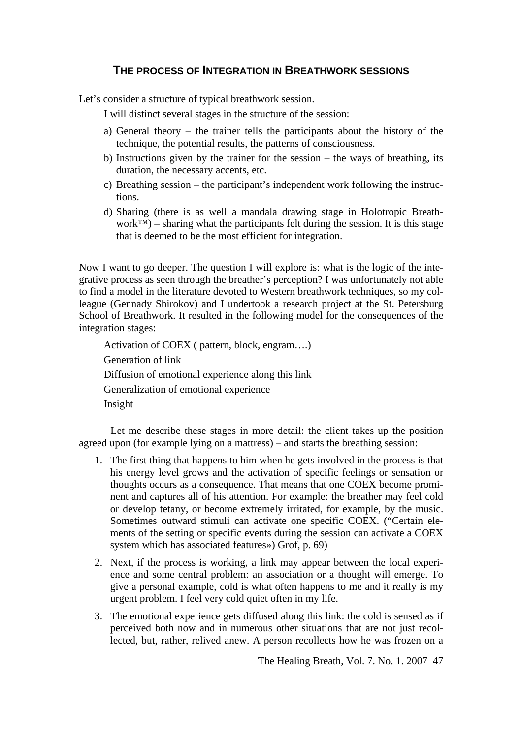## THE PROCESS OF INTEGRATION IN BREATHWORK SESSIONS

Let's consider a structure of typical breathwork session.

I will distinct several stages in the structure of the session:

a) General theory – the trainer tells the participants about the history of the technique, the potential results, the patterns of consciousness.
b) Instructions given by the trainer for the session – the ways of breathing, its duration, the necessary accents, etc.
c) Breathing session – the participant's independent work following the instructions.
d) Sharing (there is as well a mandala drawing stage in Holotropic Breathwork™) – sharing what the participants felt during the session. It is this stage that is deemed to be the most efficient for integration.

Now I want to go deeper. The question I will explore is: what is the logic of the integrative process as seen through the breather's perception? I was unfortunately not able to find a model in the literature devoted to Western breathwork techniques, so my colleague (Gennady Shirokov) and I undertook a research project at the St. Petersburg School of Breathwork. It resulted in the following model for the consequences of the integration stages:

Activation of COEX ( pattern, block, engram….)

Generation of link

Diffusion of emotional experience along this link

Generalization of emotional experience

Insight

Let me describe these stages in more detail: the client takes up the position agreed upon (for example lying on a mattress) – and starts the breathing session:

1. The first thing that happens to him when he gets involved in the process is that his energy level grows and the activation of specific feelings or sensation or thoughts occurs as a consequence. That means that one COEX become prominent and captures all of his attention. For example: the breather may feel cold or develop tetany, or become extremely irritated, for example, by the music. Sometimes outward stimuli can activate one specific COEX. ("Certain elements of the setting or specific events during the session can activate a COEX system which has associated features») Grof, p. 69)
2. Next, if the process is working, a link may appear between the local experience and some central problem: an association or a thought will emerge. To give a personal example, cold is what often happens to me and it really is my urgent problem. I feel very cold quiet often in my life.
3. The emotional experience gets diffused along this link: the cold is sensed as if perceived both now and in numerous other situations that are not just recollected, but, rather, relived anew. A person recollects how he was frozen on a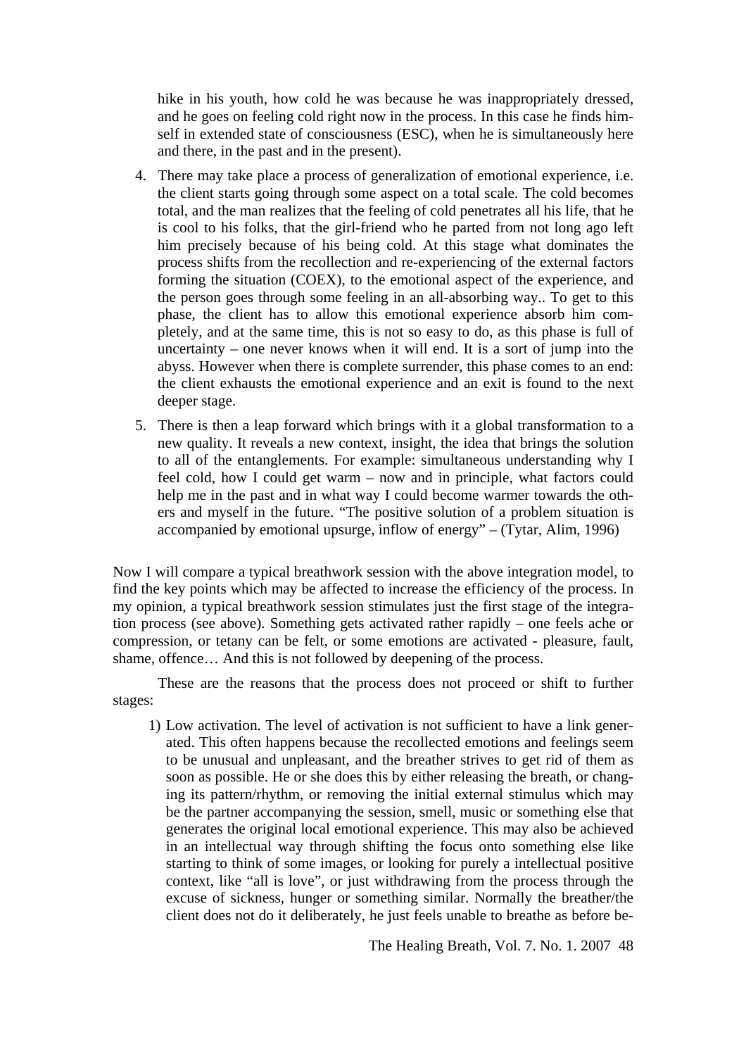hike in his youth, how cold he was because he was inappropriately dressed, and he goes on feeling cold right now in the process. In this case he finds himself in extended state of consciousness (ESC), when he is simultaneously here and there, in the past and in the present).

4. There may take place a process of generalization of emotional experience, i.e. the client starts going through some aspect on a total scale. The cold becomes total, and the man realizes that the feeling of cold penetrates all his life, that he is cool to his folks, that the girl-friend who he parted from not long ago left him precisely because of his being cold. At this stage what dominates the process shifts from the recollection and re-experiencing of the external factors forming the situation (COEX), to the emotional aspect of the experience, and the person goes through some feeling in an all-absorbing way.. To get to this phase, the client has to allow this emotional experience absorb him completely, and at the same time, this is not so easy to do, as this phase is full of uncertainty – one never knows when it will end. It is a sort of jump into the abyss. However when there is complete surrender, this phase comes to an end: the client exhausts the emotional experience and an exit is found to the next deeper stage.
5. There is then a leap forward which brings with it a global transformation to a new quality. It reveals a new context, insight, the idea that brings the solution to all of the entanglements. For example: simultaneous understanding why I feel cold, how I could get warm – now and in principle, what factors could help me in the past and in what way I could become warmer towards the others and myself in the future. "The positive solution of a problem situation is accompanied by emotional upsurge, inflow of energy" – (Tytar, Alim, 1996)

Now I will compare a typical breathwork session with the above integration model, to find the key points which may be affected to increase the efficiency of the process. In my opinion, a typical breathwork session stimulates just the first stage of the integration process (see above). Something gets activated rather rapidly – one feels ache or compression, or tetany can be felt, or some emotions are activated - pleasure, fault, shame, offence… And this is not followed by deepening of the process.

These are the reasons that the process does not proceed or shift to further stages:

1) Low activation. The level of activation is not sufficient to have a link generated. This often happens because the recollected emotions and feelings seem to be unusual and unpleasant, and the breather strives to get rid of them as soon as possible. He or she does this by either releasing the breath, or changing its pattern/rhythm, or removing the initial external stimulus which may be the partner accompanying the session, smell, music or something else that generates the original local emotional experience. This may also be achieved in an intellectual way through shifting the focus onto something else like starting to think of some images, or looking for purely a intellectual positive context, like "all is love", or just withdrawing from the process through the excuse of sickness, hunger or something similar. Normally the breather/the client does not do it deliberately, he just feels unable to breathe as before be-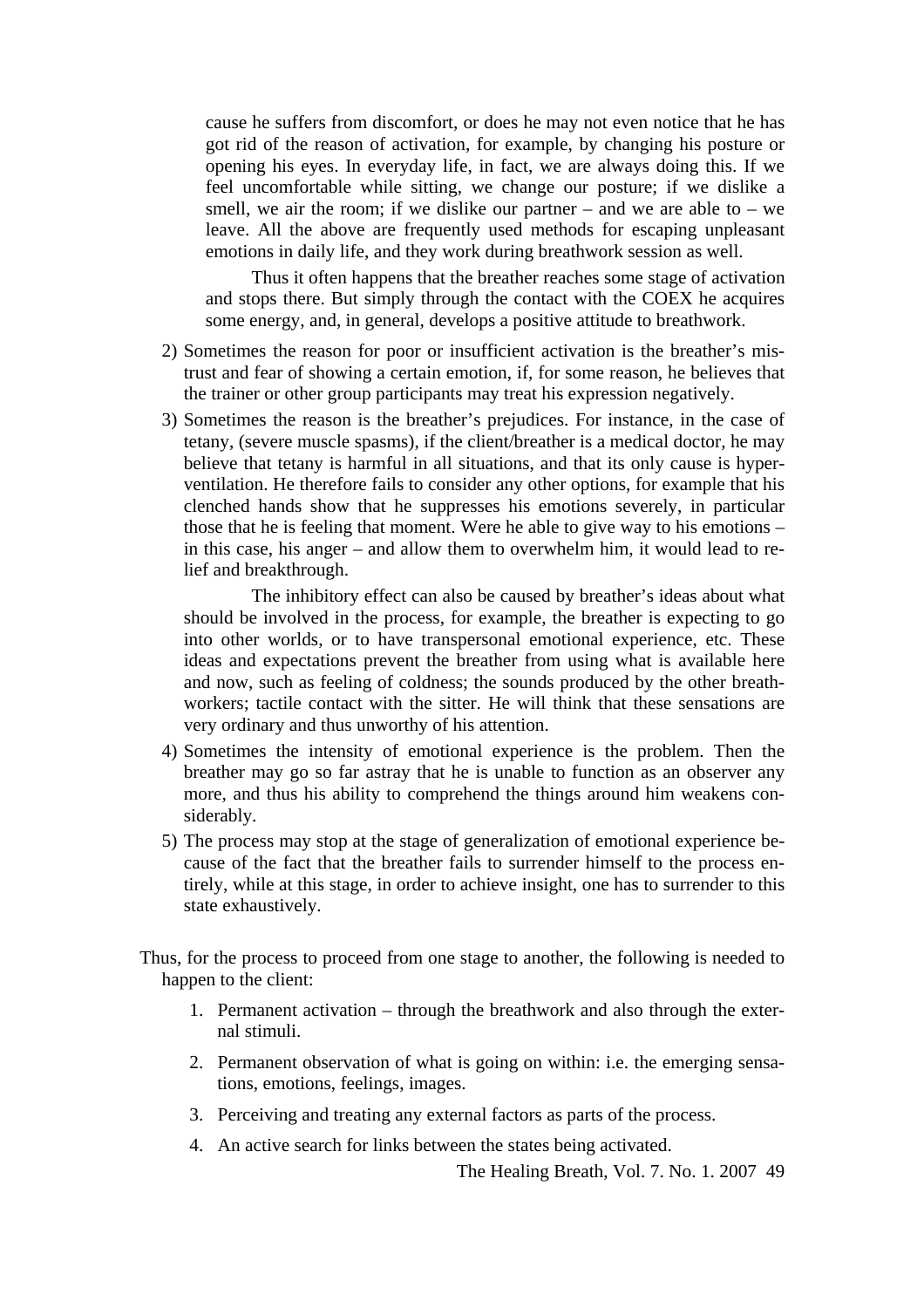cause he suffers from discomfort, or does he may not even notice that he has got rid of the reason of activation, for example, by changing his posture or opening his eyes. In everyday life, in fact, we are always doing this. If we feel uncomfortable while sitting, we change our posture; if we dislike a smell, we air the room; if we dislike our partner – and we are able to – we leave. All the above are frequently used methods for escaping unpleasant emotions in daily life, and they work during breathwork session as well.

Thus it often happens that the breather reaches some stage of activation and stops there. But simply through the contact with the COEX he acquires some energy, and, in general, develops a positive attitude to breathwork.

2) Sometimes the reason for poor or insufficient activation is the breather's mistrust and fear of showing a certain emotion, if, for some reason, he believes that the trainer or other group participants may treat his expression negatively.
3) Sometimes the reason is the breather's prejudices. For instance, in the case of tetany, (severe muscle spasms), if the client/breather is a medical doctor, he may believe that tetany is harmful in all situations, and that its only cause is hyperventilation. He therefore fails to consider any other options, for example that his clenched hands show that he suppresses his emotions severely, in particular those that he is feeling that moment. Were he able to give way to his emotions – in this case, his anger – and allow them to overwhelm him, it would lead to relief and breakthrough.

   The inhibitory effect can also be caused by breather's ideas about what should be involved in the process, for example, the breather is expecting to go into other worlds, or to have transpersonal emotional experience, etc. These ideas and expectations prevent the breather from using what is available here and now, such as feeling of coldness; the sounds produced by the other breathworkers; tactile contact with the sitter. He will think that these sensations are very ordinary and thus unworthy of his attention.
4) Sometimes the intensity of emotional experience is the problem. Then the breather may go so far astray that he is unable to function as an observer any more, and thus his ability to comprehend the things around him weakens considerably.
5) The process may stop at the stage of generalization of emotional experience because of the fact that the breather fails to surrender himself to the process entirely, while at this stage, in order to achieve insight, one has to surrender to this state exhaustively.

Thus, for the process to proceed from one stage to another, the following is needed to happen to the client:

1. Permanent activation – through the breathwork and also through the external stimuli.
2. Permanent observation of what is going on within: i.e. the emerging sensations, emotions, feelings, images.
3. Perceiving and treating any external factors as parts of the process.
4. An active search for links between the states being activated.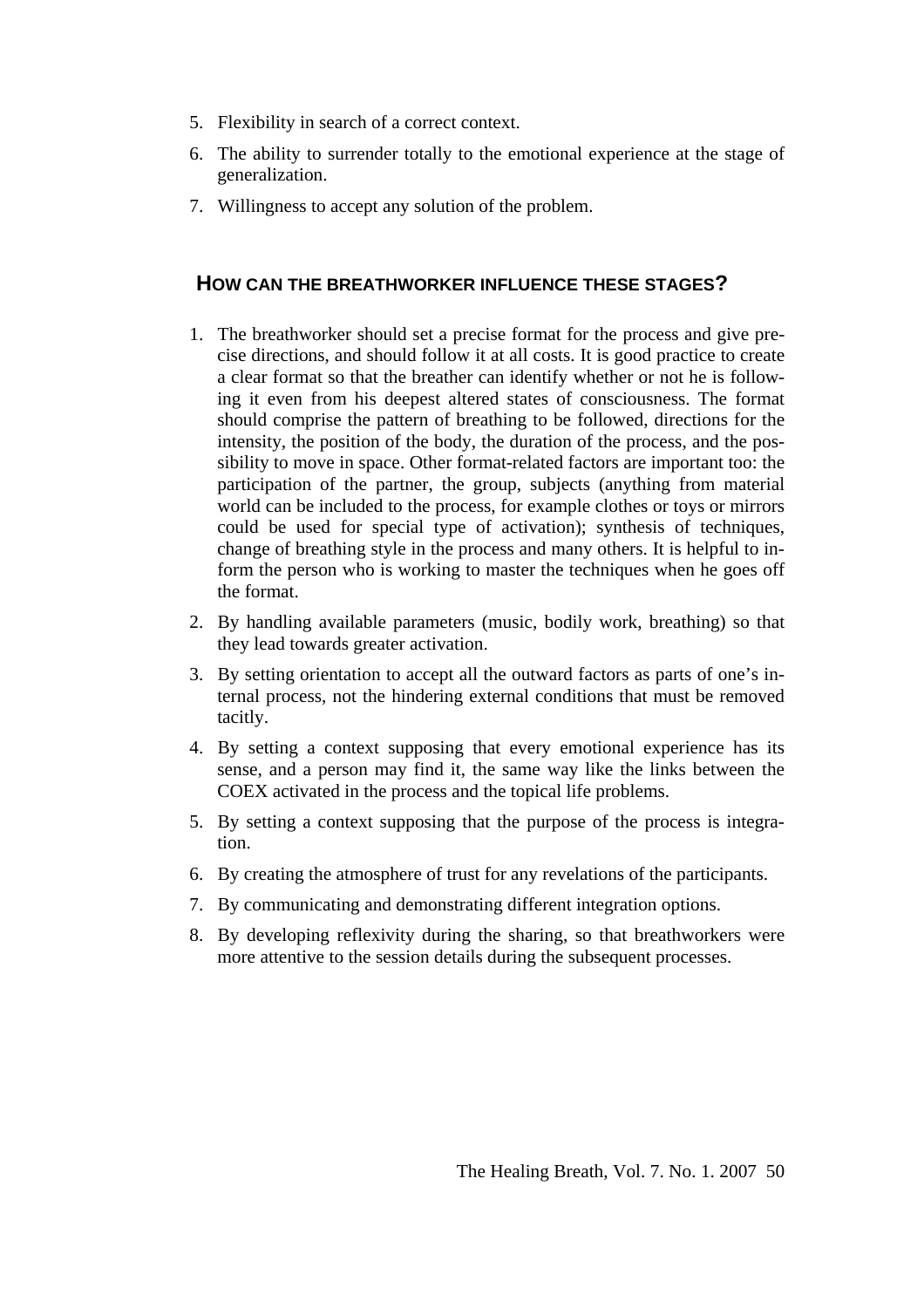5. Flexibility in search of a correct context.
6. The ability to surrender totally to the emotional experience at the stage of generalization.
7. Willingness to accept any solution of the problem.

## HOW CAN THE BREATHWORKER INFLUENCE THESE STAGES?

1. The breathworker should set a precise format for the process and give precise directions, and should follow it at all costs. It is good practice to create a clear format so that the breather can identify whether or not he is following it even from his deepest altered states of consciousness. The format should comprise the pattern of breathing to be followed, directions for the intensity, the position of the body, the duration of the process, and the possibility to move in space. Other format-related factors are important too: the participation of the partner, the group, subjects (anything from material world can be included to the process, for example clothes or toys or mirrors could be used for special type of activation); synthesis of techniques, change of breathing style in the process and many others. It is helpful to inform the person who is working to master the techniques when he goes off the format.
2. By handling available parameters (music, bodily work, breathing) so that they lead towards greater activation.
3. By setting orientation to accept all the outward factors as parts of one's internal process, not the hindering external conditions that must be removed tacitly.
4. By setting a context supposing that every emotional experience has its sense, and a person may find it, the same way like the links between the COEX activated in the process and the topical life problems.
5. By setting a context supposing that the purpose of the process is integration.
6. By creating the atmosphere of trust for any revelations of the participants.
7. By communicating and demonstrating different integration options.
8. By developing reflexivity during the sharing, so that breathworkers were more attentive to the session details during the subsequent processes.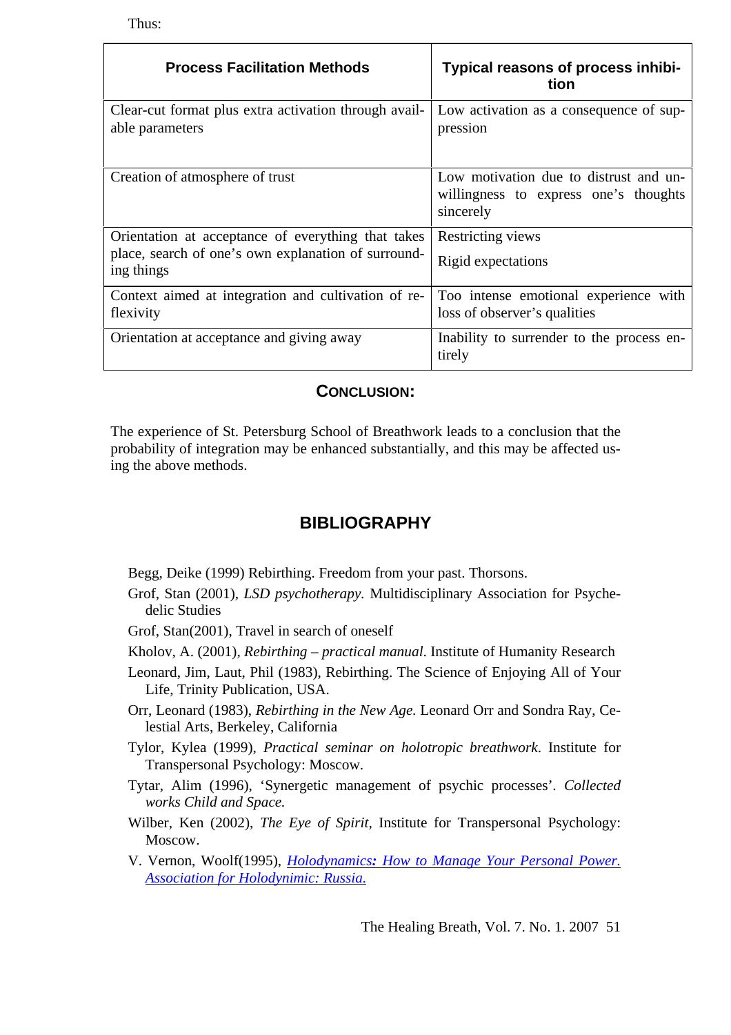Thus:

| Process Facilitation Methods | Typical reasons of process inhibition |
|---|---|
| Clear-cut format plus extra activation through available parameters | Low activation as a consequence of suppression |
| Creation of atmosphere of trust | Low motivation due to distrust and unwillingness to express one's thoughts sincerely |
| Orientation at acceptance of everything that takes place, search of one's own explanation of surrounding things | Restricting views<br><br>Rigid expectations |
| Context aimed at integration and cultivation of reflexivity | Too intense emotional experience with loss of observer's qualities |
| Orientation at acceptance and giving away | Inability to surrender to the process entirely |

## CONCLUSION:

The experience of St. Petersburg School of Breathwork leads to a conclusion that the probability of integration may be enhanced substantially, and this may be affected using the above methods.

## BIBLIOGRAPHY

Begg, Deike (1999) Rebirthing. Freedom from your past. Thorsons.

Grof, Stan (2001), *LSD psychotherapy.* Multidisciplinary Association for Psychedelic Studies

Grof, Stan(2001), Travel in search of oneself

Kholov, A. (2001), *Rebirthing – practical manual.* Institute of Humanity Research

Leonard, Jim, Laut, Phil (1983), Rebirthing. The Science of Enjoying All of Your Life, Trinity Publication, USA.

Orr, Leonard (1983), *Rebirthing in the New Age.* Leonard Orr and Sondra Ray, Celestial Arts, Berkeley, California

Tylor, Kylea (1999), *Practical seminar on holotropic breathwork*. Institute for Transpersonal Psychology: Moscow.

Tytar, Alim (1996), 'Synergetic management of psychic processes'. *Collected works Child and Space.*

Wilber, Ken (2002), *The Eye of Spirit,* Institute for Transpersonal Psychology: Moscow.

V. Vernon, Woolf(1995), *Holodynamics: How to Manage Your Personal Power. Association for Holodynimic: Russia.*